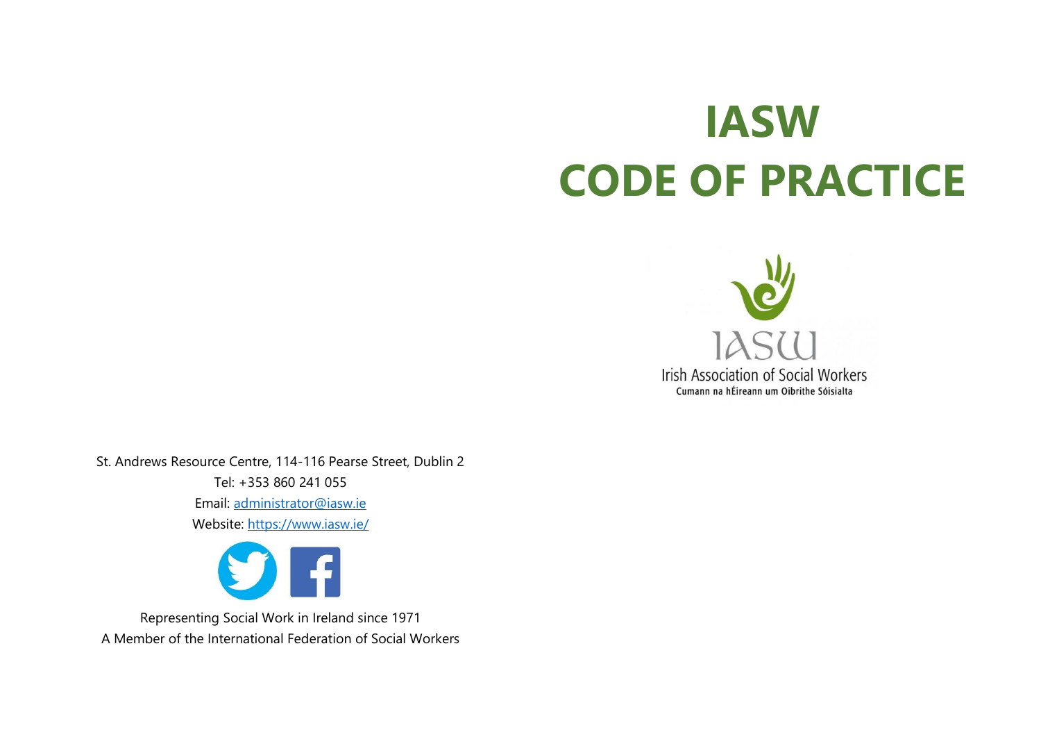# IASW CODE OF PRACTICE

IASW

Irish Association of Social Workers

Cumann na hÉireann um Oibrithe Sóisialta

St. Andrews Resource Centre, 114-116 Pearse Street, Dublin 2

Tel: +353 860 241 055

Email: [administrator@iasw.ie](mailto:administrator@iasw.ie)

Website: [https://www.iasw.ie/](https://www.iasw.ie/)

Representing Social Work in Ireland since 1971

A Member of the International Federation of Social Workers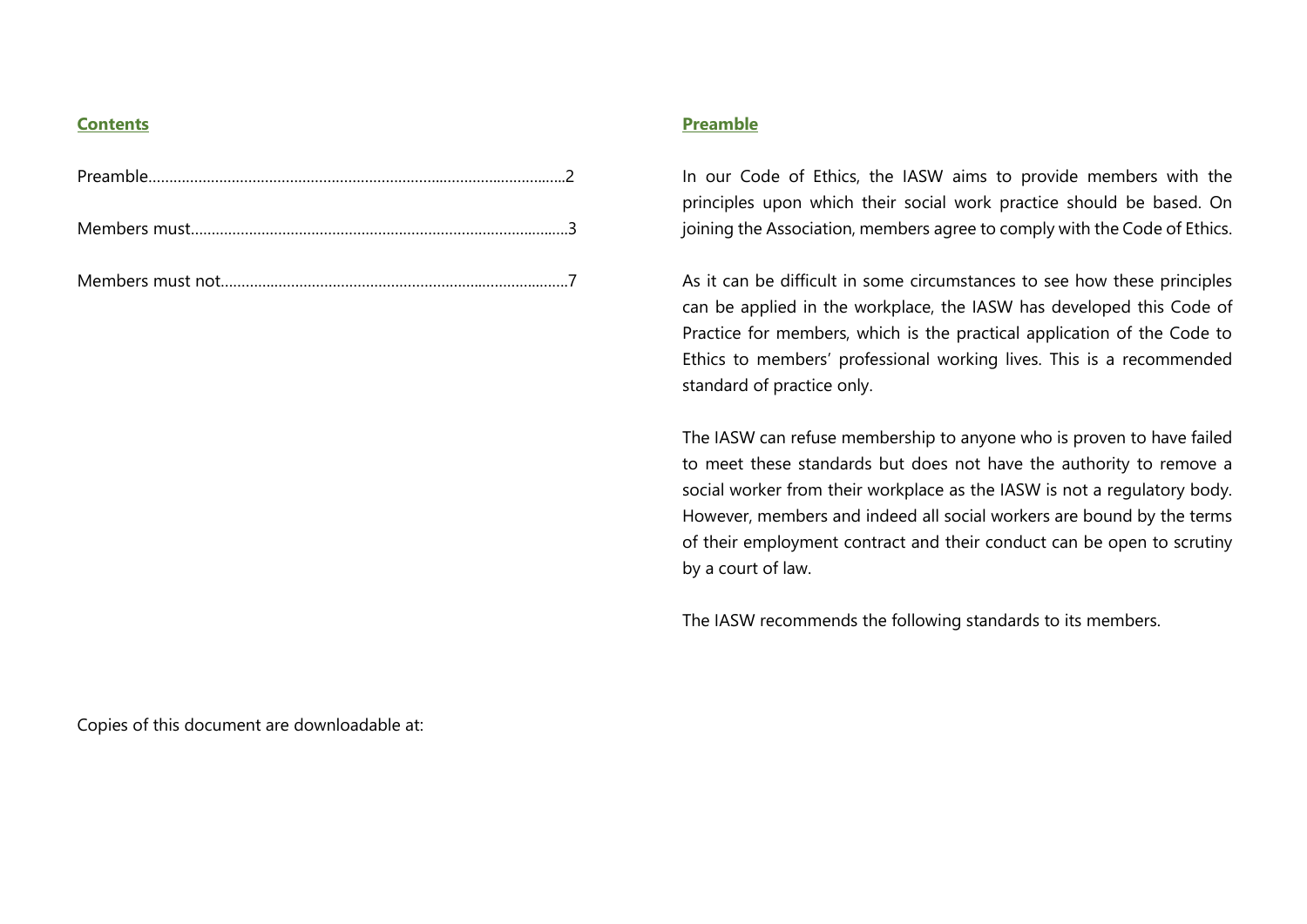## Contents

Preamble........................................................................................................2

Members must..............................................................................................3

Members must not.......................................................................................7

Copies of this document are downloadable at:

## Preamble

In our Code of Ethics, the IASW aims to provide members with the principles upon which their social work practice should be based. On joining the Association, members agree to comply with the Code of Ethics.

As it can be difficult in some circumstances to see how these principles can be applied in the workplace, the IASW has developed this Code of Practice for members, which is the practical application of the Code to Ethics to members' professional working lives. This is a recommended standard of practice only.

The IASW can refuse membership to anyone who is proven to have failed to meet these standards but does not have the authority to remove a social worker from their workplace as the IASW is not a regulatory body. However, members and indeed all social workers are bound by the terms of their employment contract and their conduct can be open to scrutiny by a court of law.

The IASW recommends the following standards to its members.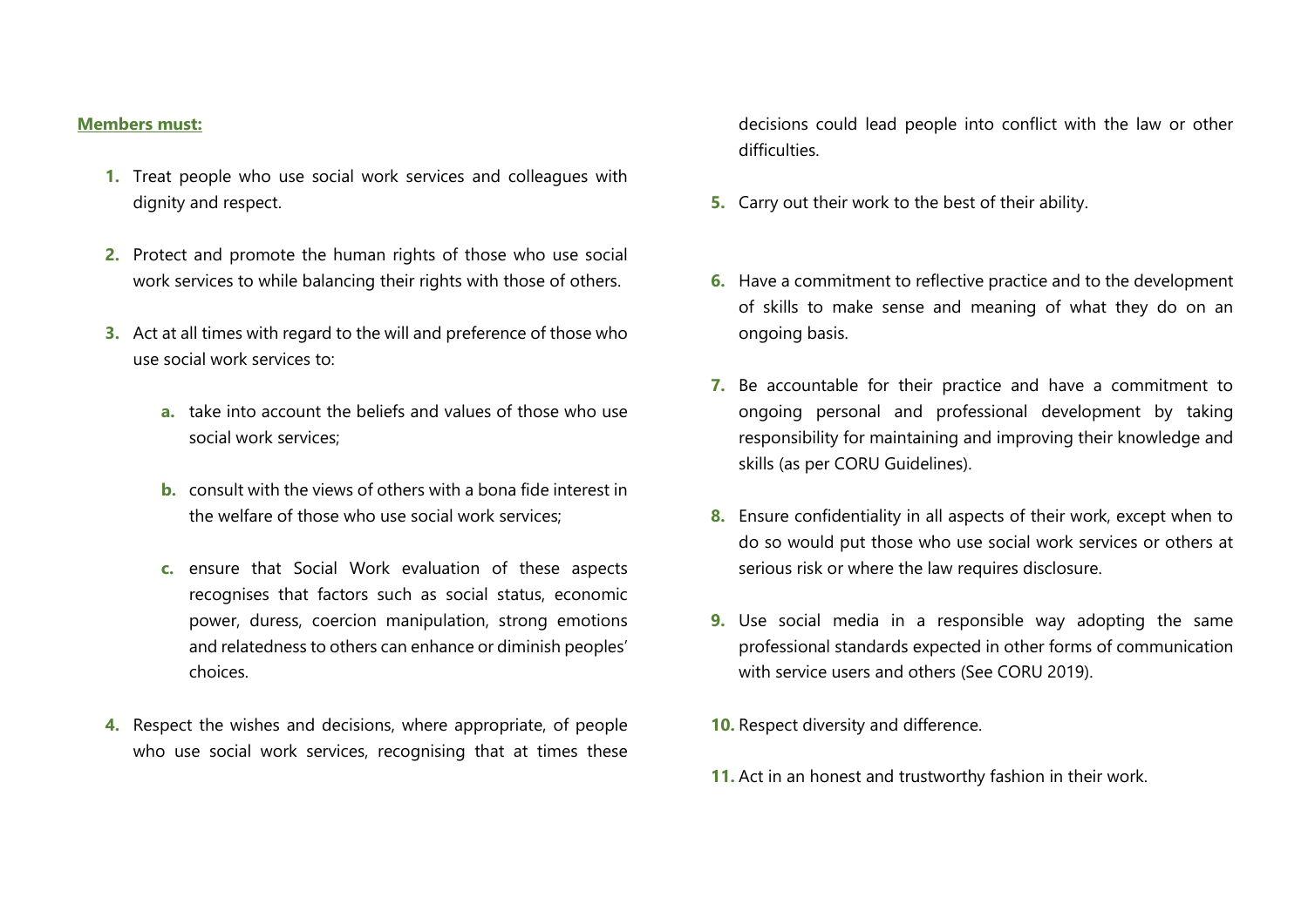**Members must:**

1. Treat people who use social work services and colleagues with dignity and respect.

2. Protect and promote the human rights of those who use social work services to while balancing their rights with those of others.

3. Act at all times with regard to the will and preference of those who use social work services to:

   a. take into account the beliefs and values of those who use social work services;

   b. consult with the views of others with a bona fide interest in the welfare of those who use social work services;

   c. ensure that Social Work evaluation of these aspects recognises that factors such as social status, economic power, duress, coercion manipulation, strong emotions and relatedness to others can enhance or diminish peoples' choices.

4. Respect the wishes and decisions, where appropriate, of people who use social work services, recognising that at times these decisions could lead people into conflict with the law or other difficulties.

5. Carry out their work to the best of their ability.

6. Have a commitment to reflective practice and to the development of skills to make sense and meaning of what they do on an ongoing basis.

7. Be accountable for their practice and have a commitment to ongoing personal and professional development by taking responsibility for maintaining and improving their knowledge and skills (as per CORU Guidelines).

8. Ensure confidentiality in all aspects of their work, except when to do so would put those who use social work services or others at serious risk or where the law requires disclosure.

9. Use social media in a responsible way adopting the same professional standards expected in other forms of communication with service users and others (See CORU 2019).

10. Respect diversity and difference.

11. Act in an honest and trustworthy fashion in their work.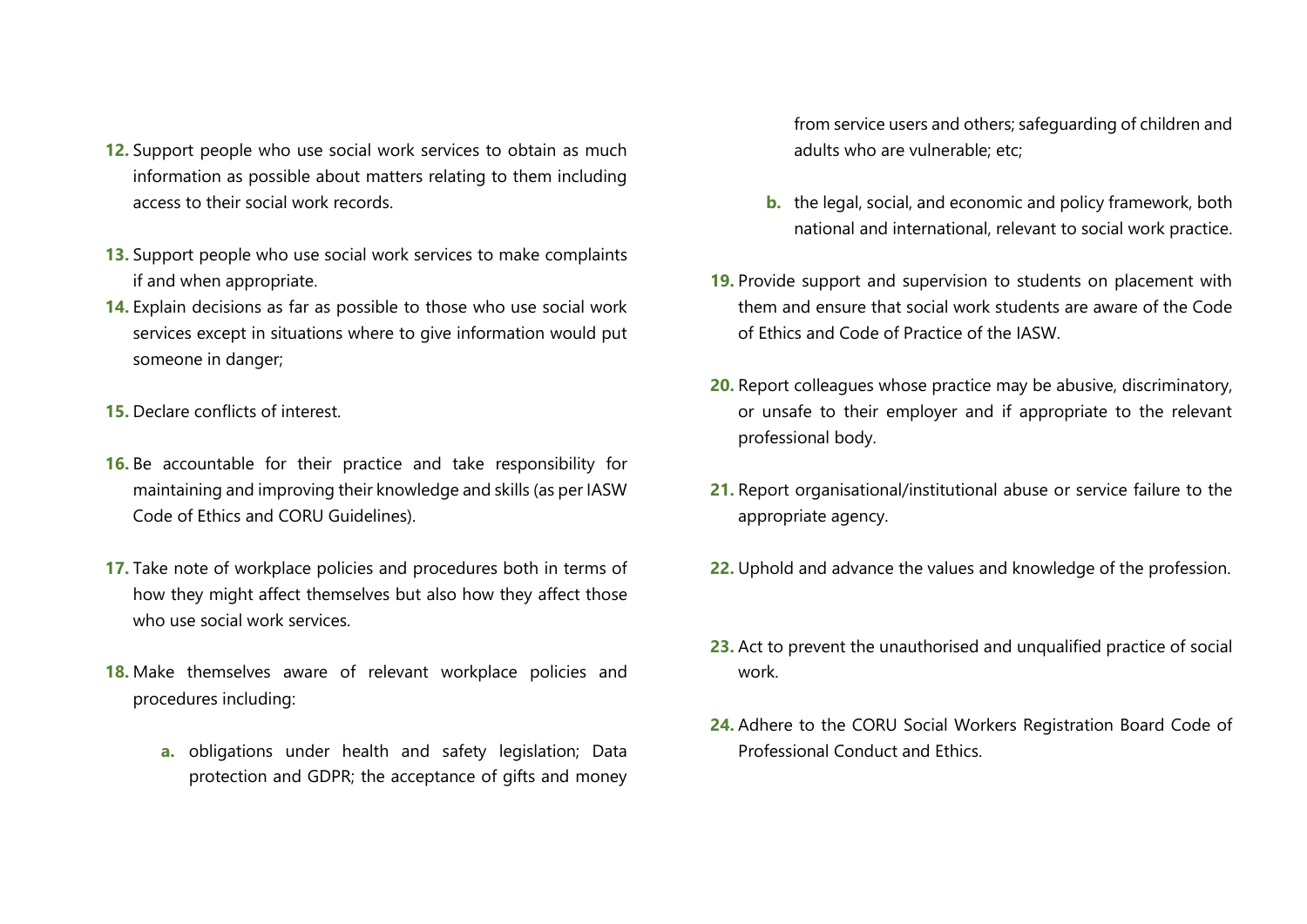12. Support people who use social work services to obtain as much information as possible about matters relating to them including access to their social work records.

13. Support people who use social work services to make complaints if and when appropriate.

14. Explain decisions as far as possible to those who use social work services except in situations where to give information would put someone in danger;

15. Declare conflicts of interest.

16. Be accountable for their practice and take responsibility for maintaining and improving their knowledge and skills (as per IASW Code of Ethics and CORU Guidelines).

17. Take note of workplace policies and procedures both in terms of how they might affect themselves but also how they affect those who use social work services.

18. Make themselves aware of relevant workplace policies and procedures including:

    a. obligations under health and safety legislation; Data protection and GDPR; the acceptance of gifts and money from service users and others; safeguarding of children and adults who are vulnerable; etc;

    b. the legal, social, and economic and policy framework, both national and international, relevant to social work practice.

19. Provide support and supervision to students on placement with them and ensure that social work students are aware of the Code of Ethics and Code of Practice of the IASW.

20. Report colleagues whose practice may be abusive, discriminatory, or unsafe to their employer and if appropriate to the relevant professional body.

21. Report organisational/institutional abuse or service failure to the appropriate agency.

22. Uphold and advance the values and knowledge of the profession.

23. Act to prevent the unauthorised and unqualified practice of social work.

24. Adhere to the CORU Social Workers Registration Board Code of Professional Conduct and Ethics.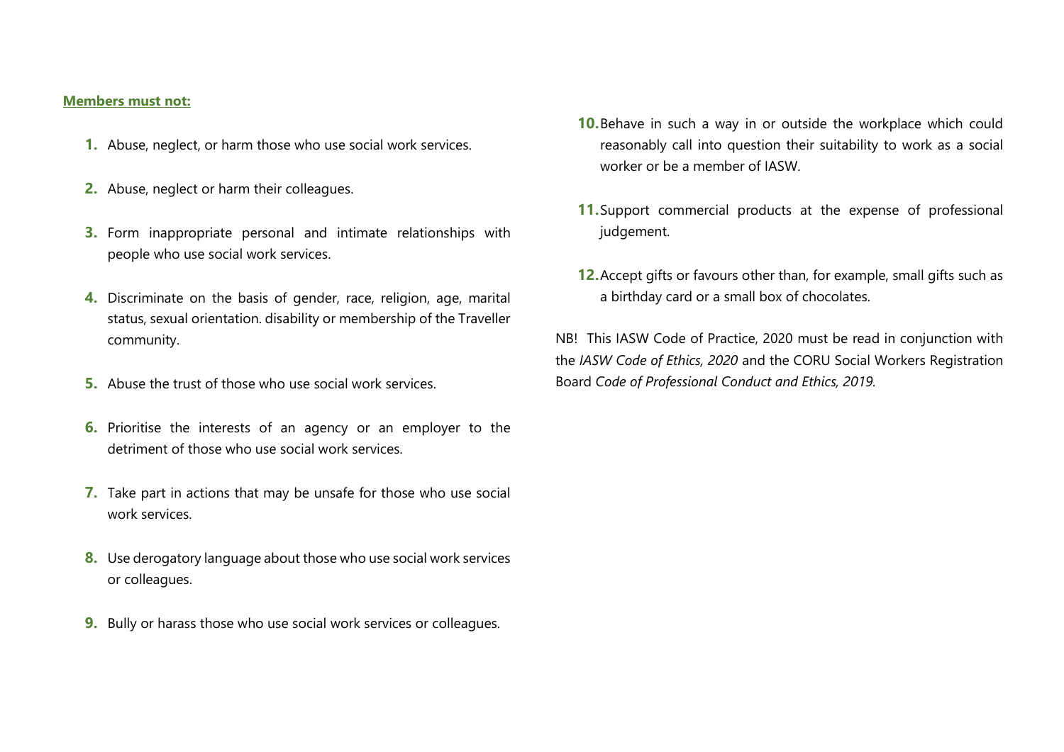**Members must not:**

1. Abuse, neglect, or harm those who use social work services.
2. Abuse, neglect or harm their colleagues.
3. Form inappropriate personal and intimate relationships with people who use social work services.
4. Discriminate on the basis of gender, race, religion, age, marital status, sexual orientation. disability or membership of the Traveller community.
5. Abuse the trust of those who use social work services.
6. Prioritise the interests of an agency or an employer to the detriment of those who use social work services.
7. Take part in actions that may be unsafe for those who use social work services.
8. Use derogatory language about those who use social work services or colleagues.
9. Bully or harass those who use social work services or colleagues.
10. Behave in such a way in or outside the workplace which could reasonably call into question their suitability to work as a social worker or be a member of IASW.
11. Support commercial products at the expense of professional judgement.
12. Accept gifts or favours other than, for example, small gifts such as a birthday card or a small box of chocolates.

NB! This IASW Code of Practice, 2020 must be read in conjunction with the *IASW Code of Ethics, 2020* and the CORU Social Workers Registration Board *Code of Professional Conduct and Ethics, 2019.*